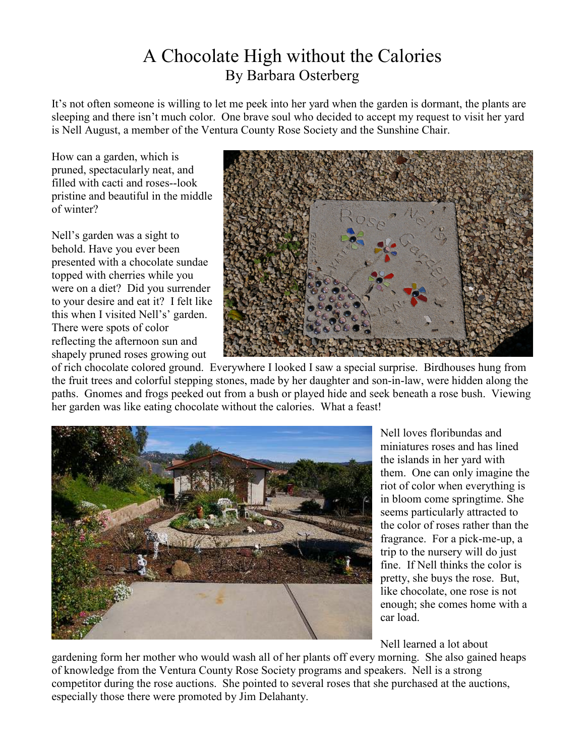# A Chocolate High without the Calories

By Barbara Osterberg

It's not often someone is willing to let me peek into her yard when the garden is dormant, the plants are sleeping and there isn't much color. One brave soul who decided to accept my request to visit her yard is Nell August, a member of the Ventura County Rose Society and the Sunshine Chair.

How can a garden, which is pruned, spectacularly neat, and filled with cacti and roses--look pristine and beautiful in the middle of winter?

Nell's garden was a sight to behold. Have you ever been presented with a chocolate sundae topped with cherries while you were on a diet? Did you surrender to your desire and eat it? I felt like this when I visited Nell's' garden. There were spots of color reflecting the afternoon sun and shapely pruned roses growing out of rich chocolate colored ground. Everywhere I looked I saw a special surprise. Birdhouses hung from the fruit trees and colorful stepping stones, made by her daughter and son-in-law, were hidden along the paths. Gnomes and frogs peeked out from a bush or played hide and seek beneath a rose bush. Viewing her garden was like eating chocolate without the calories. What a feast!

Nell loves floribundas and miniatures roses and has lined the islands in her yard with them. One can only imagine the riot of color when everything is in bloom come springtime. She seems particularly attracted to the color of roses rather than the fragrance. For a pick-me-up, a trip to the nursery will do just fine. If Nell thinks the color is pretty, she buys the rose. But, like chocolate, one rose is not enough; she comes home with a car load.

Nell learned a lot about gardening form her mother who would wash all of her plants off every morning. She also gained heaps of knowledge from the Ventura County Rose Society programs and speakers. Nell is a strong competitor during the rose auctions. She pointed to several roses that she purchased at the auctions, especially those there were promoted by Jim Delahanty.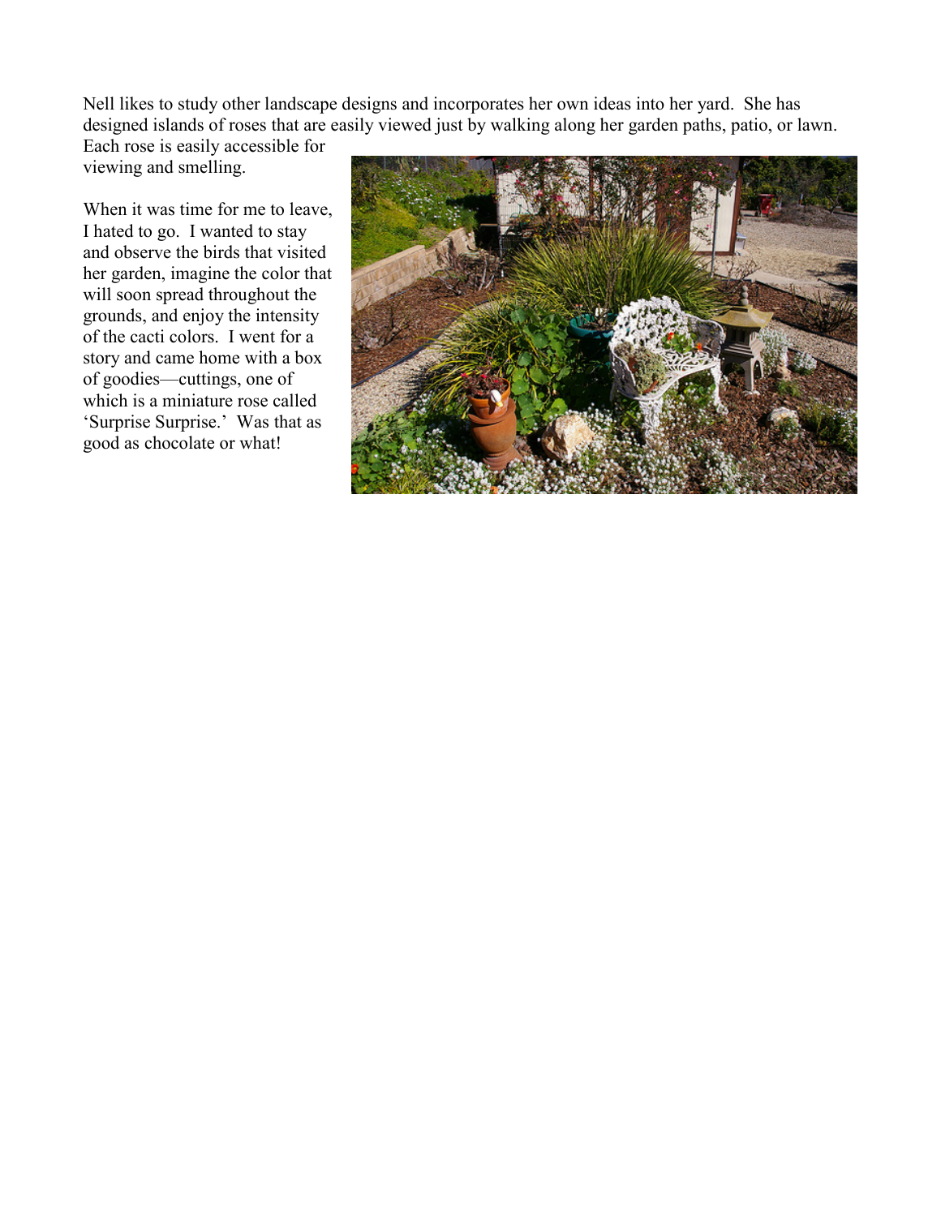Nell likes to study other landscape designs and incorporates her own ideas into her yard. She has designed islands of roses that are easily viewed just by walking along her garden paths, patio, or lawn. Each rose is easily accessible for viewing and smelling.

When it was time for me to leave, I hated to go. I wanted to stay and observe the birds that visited her garden, imagine the color that will soon spread throughout the grounds, and enjoy the intensity of the cacti colors. I went for a story and came home with a box of goodies—cuttings, one of which is a miniature rose called 'Surprise Surprise.' Was that as good as chocolate or what!